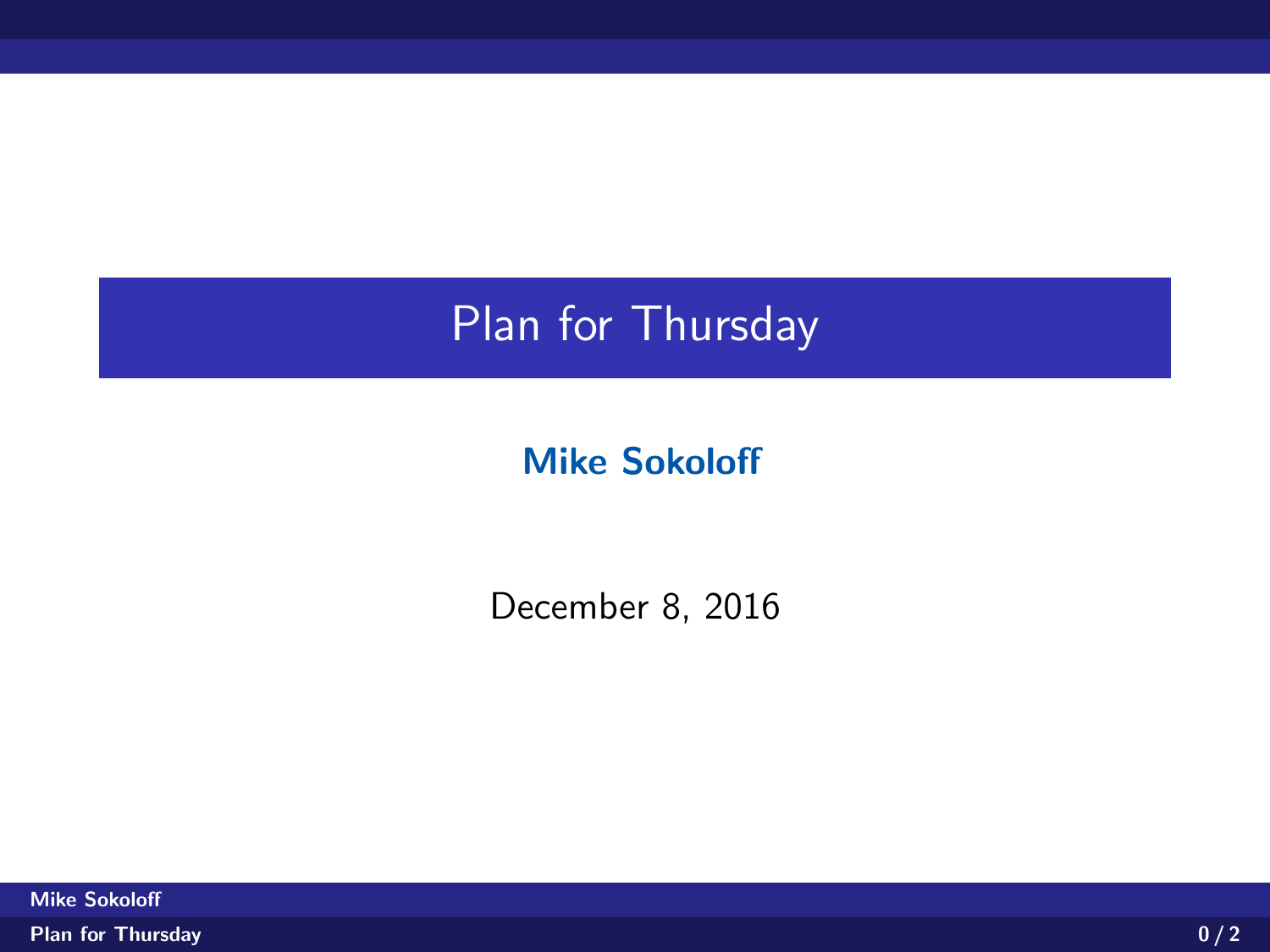# Plan for Thursday

**Mike Sokoloff**

December 8, 2016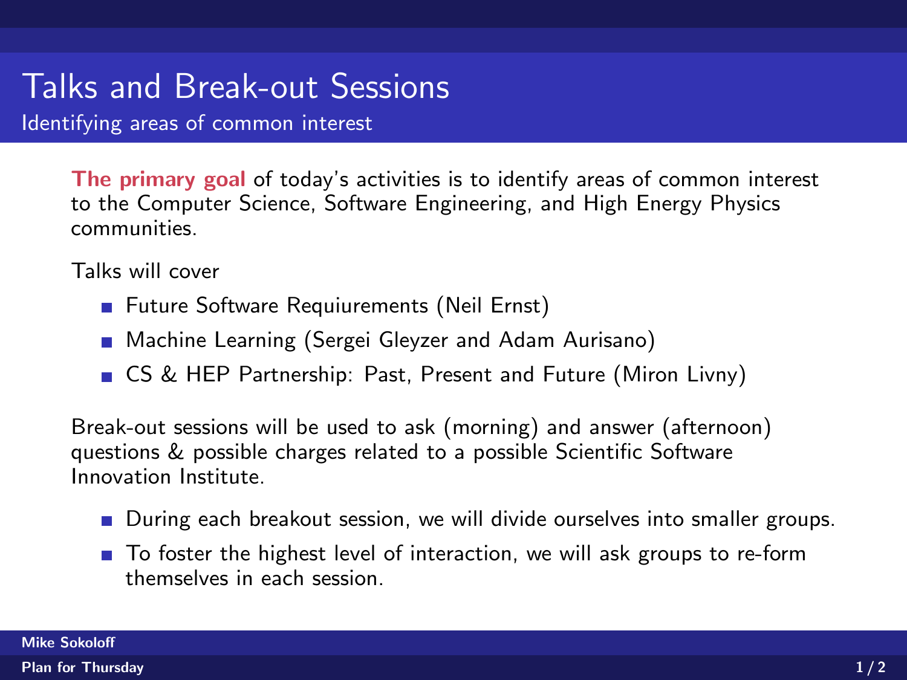# Talks and Break-out Sessions

## Identifying areas of common interest

**The primary goal** of today's activities is to identify areas of common interest to the Computer Science, Software Engineering, and High Energy Physics communities.

Talks will cover

- Future Software Requiurements (Neil Ernst)
- Machine Learning (Sergei Gleyzer and Adam Aurisano)
- CS & HEP Partnership: Past, Present and Future (Miron Livny)

Break-out sessions will be used to ask (morning) and answer (afternoon) questions & possible charges related to a possible Scientific Software Innovation Institute.

- During each breakout session, we will divide ourselves into smaller groups.
- To foster the highest level of interaction, we will ask groups to re-form themselves in each session.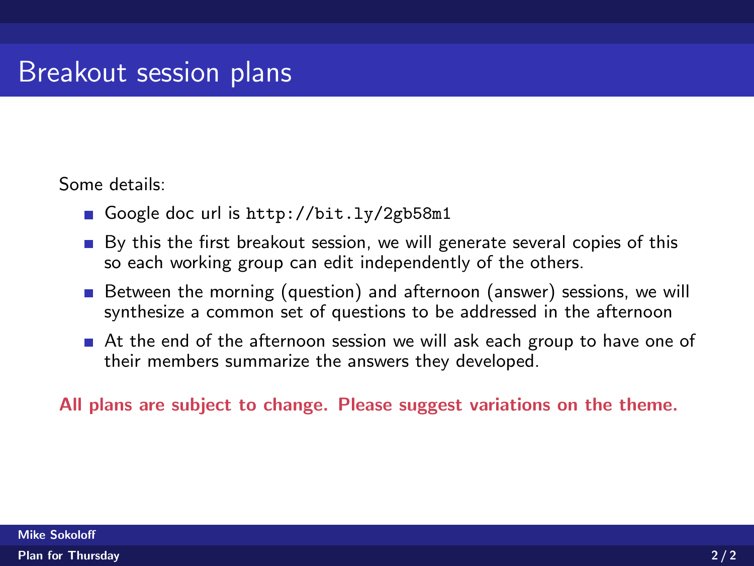# Breakout session plans

Some details:

- Google doc url is `http://bit.ly/2gb58m1`
- By this the first breakout session, we will generate several copies of this so each working group can edit independently of the others.
- Between the morning (question) and afternoon (answer) sessions, we will synthesize a common set of questions to be addressed in the afternoon
- At the end of the afternoon session we will ask each group to have one of their members summarize the answers they developed.

**All plans are subject to change. Please suggest variations on the theme.**